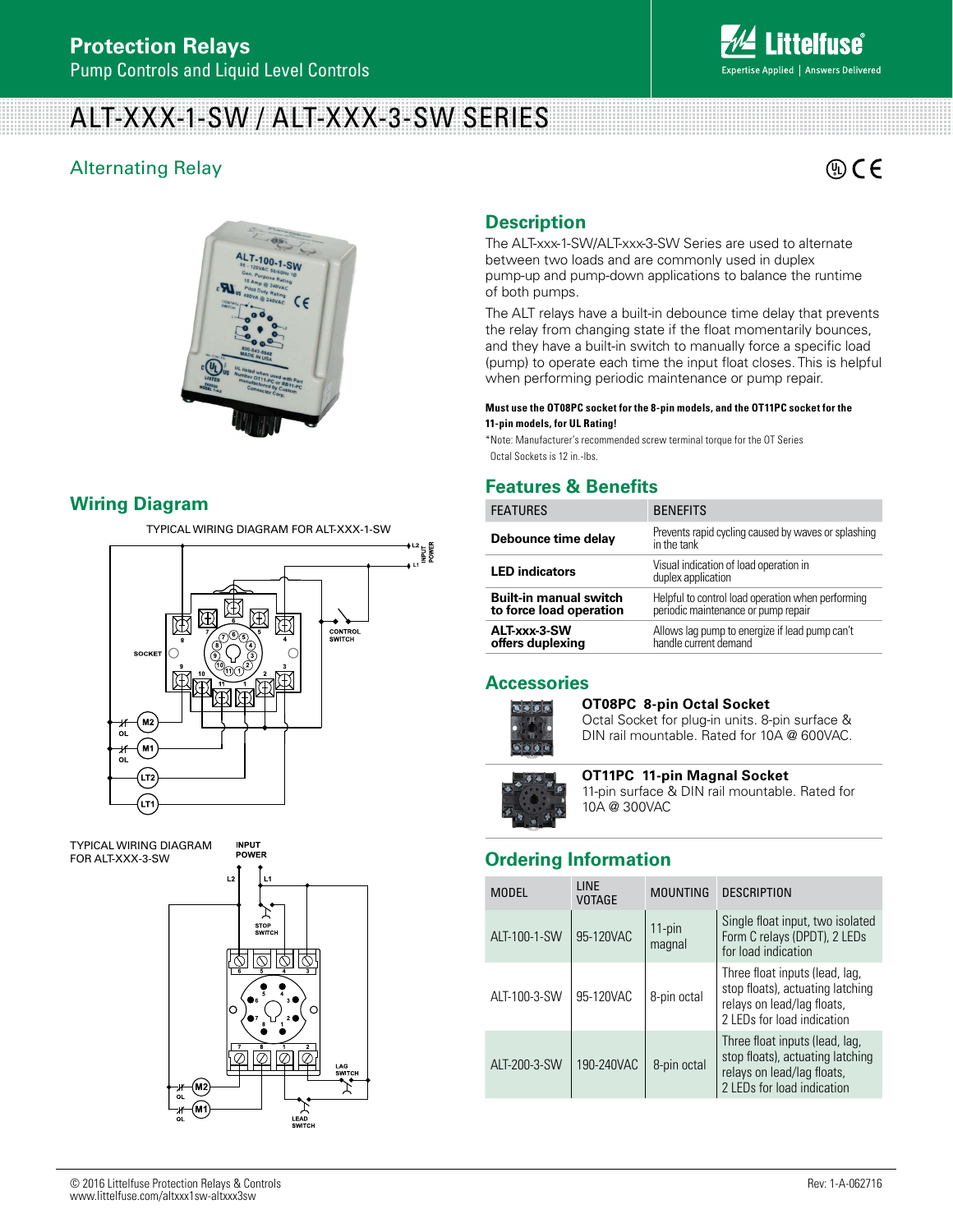# Protection Relays

Pump Controls and Liquid Level Controls

# ALT-XXX-1-SW / ALT-XXX-3-SW SERIES

## Alternating Relay

## Description

The ALT-xxx-1-SW/ALT-xxx-3-SW Series are used to alternate between two loads and are commonly used in duplex pump-up and pump-down applications to balance the runtime of both pumps.

The ALT relays have a built-in debounce time delay that prevents the relay from changing state if the float momentarily bounces, and they have a built-in switch to manually force a specific load (pump) to operate each time the input float closes. This is helpful when performing periodic maintenance or pump repair.

**Must use the OT08PC socket for the 8-pin models, and the OT11PC socket for the 11-pin models, for UL Rating!**

*Note: Manufacturer's recommended screw terminal torque for the OT Series Octal Sockets is 12 in.-lbs.

## Features & Benefits

| FEATURES | BENEFITS |
|---|---|
| **Debounce time delay** | Prevents rapid cycling caused by waves or splashing in the tank |
| **LED indicators** | Visual indication of load operation in duplex application |
| **Built-in manual switch to force load operation** | Helpful to control load operation when performing periodic maintenance or pump repair |
| **ALT-xxx-3-SW offers duplexing** | Allows lag pump to energize if lead pump can't handle current demand |

## Wiring Diagram

TYPICAL WIRING DIAGRAM FOR ALT-XXX-1-SW

TYPICAL WIRING DIAGRAM FOR ALT-XXX-3-SW

## Accessories

**OT08PC 8-pin Octal Socket**
Octal Socket for plug-in units. 8-pin surface & DIN rail mountable. Rated for 10A @ 600VAC.

**OT11PC 11-pin Magnal Socket**
11-pin surface & DIN rail mountable. Rated for 10A @ 300VAC

## Ordering Information

| MODEL | LINE VOTAGE | MOUNTING | DESCRIPTION |
|---|---|---|---|
| ALT-100-1-SW | 95-120VAC | 11-pin magnal | Single float input, two isolated Form C relays (DPDT), 2 LEDs for load indication |
| ALT-100-3-SW | 95-120VAC | 8-pin octal | Three float inputs (lead, lag, stop floats), actuating latching relays on lead/lag floats, 2 LEDs for load indication |
| ALT-200-3-SW | 190-240VAC | 8-pin octal | Three float inputs (lead, lag, stop floats), actuating latching relays on lead/lag floats, 2 LEDs for load indication |

© 2016 Littelfuse Protection Relays & Controls
www.littelfuse.com/altxxx1sw-altxxx3sw

Rev: 1-A-062716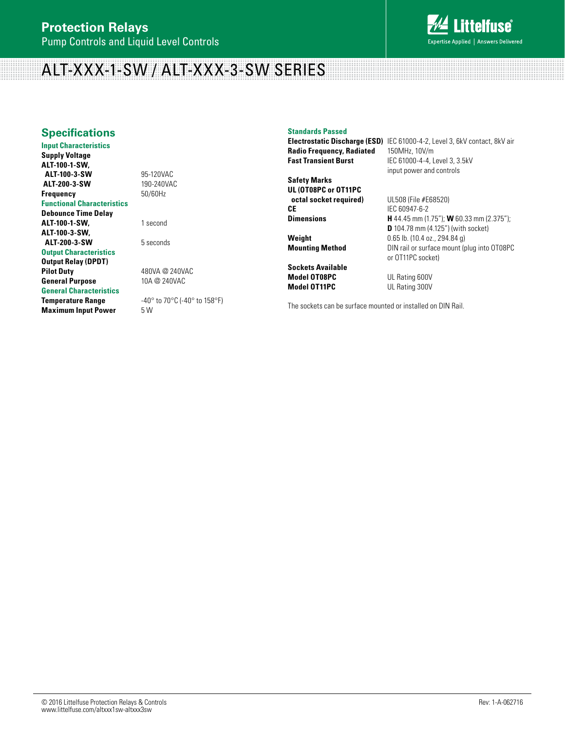## Specifications

| | |
|---|---|
| **Input Characteristics** | |
| **Supply Voltage** | |
| **ALT-100-1-SW, ALT-100-3-SW** | 95-120VAC |
| **ALT-200-3-SW** | 190-240VAC |
| **Frequency** | 50/60Hz |
| **Functional Characteristics** | |
| **Debounce Time Delay** | |
| **ALT-100-1-SW,** | 1 second |
| **ALT-100-3-SW, ALT-200-3-SW** | 5 seconds |
| **Output Characteristics** | |
| **Output Relay (DPDT)** | |
| **Pilot Duty** | 480VA @ 240VAC |
| **General Purpose** | 10A @ 240VAC |
| **General Characteristics** | |
| **Temperature Range** | -40° to 70°C (-40° to 158°F) |
| **Maximum Input Power** | 5 W |

| | |
|---|---|
| **Standards Passed** | |
| **Electrostatic Discharge (ESD)** | IEC 61000-4-2, Level 3, 6kV contact, 8kV air |
| **Radio Frequency, Radiated** | 150MHz, 10V/m |
| **Fast Transient Burst** | IEC 61000-4-4, Level 3, 3.5kV input power and controls |
| **Safety Marks** | |
| **UL (OT08PC or OT11PC octal socket required)** | UL508 (File #E68520) |
| **CE** | IEC 60947-6-2 |
| **Dimensions** | **H** 44.45 mm (1.75"); **W** 60.33 mm (2.375"); **D** 104.78 mm (4.125") (with socket) |
| **Weight** | 0.65 lb. (10.4 oz., 294.84 g) |
| **Mounting Method** | DIN rail or surface mount (plug into OT08PC or OT11PC socket) |
| **Sockets Available** | |
| **Model OT08PC** | UL Rating 600V |
| **Model OT11PC** | UL Rating 300V |

The sockets can be surface mounted or installed on DIN Rail.